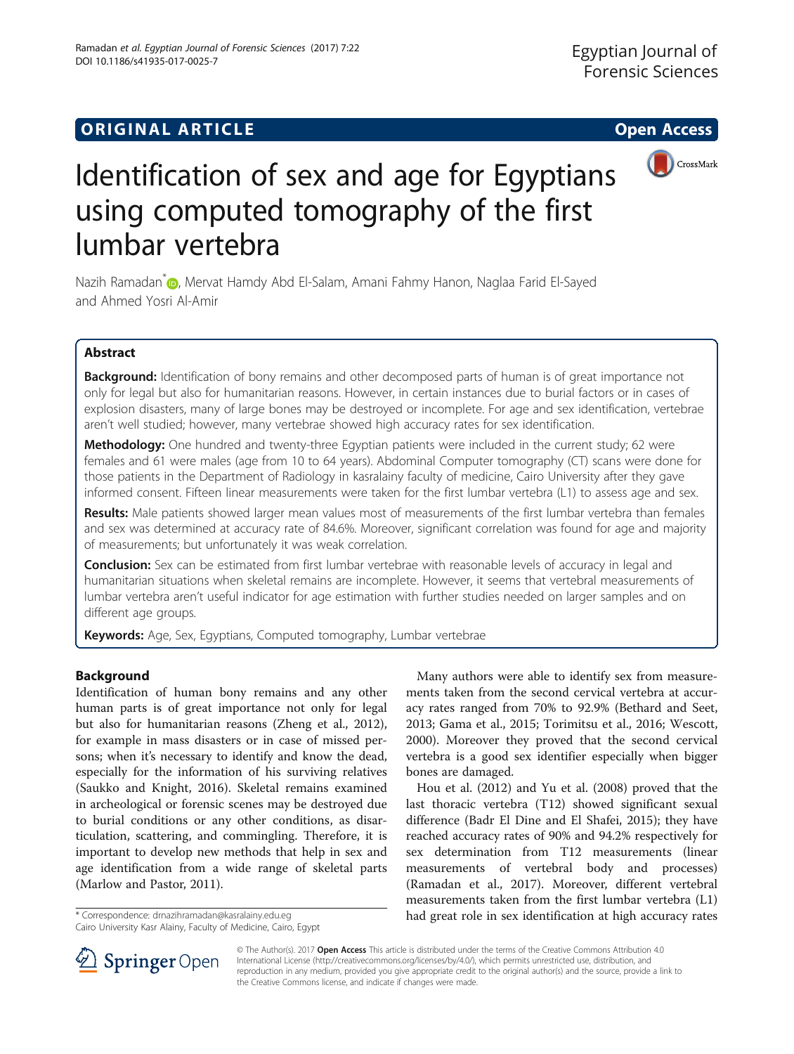## ORIGINAL ARTICLE

# Identification of sex and age for Egyptians using computed tomography of the first lumbar vertebra

Nazih Ramadan*, Mervat Hamdy Abd El-Salam, Amani Fahmy Hanon, Naglaa Farid El-Sayed and Ahmed Yosri Al-Amir

## Abstract

**Background:** Identification of bony remains and other decomposed parts of human is of great importance not only for legal but also for humanitarian reasons. However, in certain instances due to burial factors or in cases of explosion disasters, many of large bones may be destroyed or incomplete. For age and sex identification, vertebrae aren't well studied; however, many vertebrae showed high accuracy rates for sex identification.

**Methodology:** One hundred and twenty-three Egyptian patients were included in the current study; 62 were females and 61 were males (age from 10 to 64 years). Abdominal Computer tomography (CT) scans were done for those patients in the Department of Radiology in kasralainy faculty of medicine, Cairo University after they gave informed consent. Fifteen linear measurements were taken for the first lumbar vertebra (L1) to assess age and sex.

**Results:** Male patients showed larger mean values most of measurements of the first lumbar vertebra than females and sex was determined at accuracy rate of 84.6%. Moreover, significant correlation was found for age and majority of measurements; but unfortunately it was weak correlation.

**Conclusion:** Sex can be estimated from first lumbar vertebrae with reasonable levels of accuracy in legal and humanitarian situations when skeletal remains are incomplete. However, it seems that vertebral measurements of lumbar vertebra aren't useful indicator for age estimation with further studies needed on larger samples and on different age groups.

**Keywords:** Age, Sex, Egyptians, Computed tomography, Lumbar vertebrae

## Background

Identification of human bony remains and any other human parts is of great importance not only for legal but also for humanitarian reasons (Zheng et al., 2012), for example in mass disasters or in case of missed persons; when it's necessary to identify and know the dead, especially for the information of his surviving relatives (Saukko and Knight, 2016). Skeletal remains examined in archeological or forensic scenes may be destroyed due to burial conditions or any other conditions, as disarticulation, scattering, and commingling. Therefore, it is important to develop new methods that help in sex and age identification from a wide range of skeletal parts (Marlow and Pastor, 2011).

Many authors were able to identify sex from measurements taken from the second cervical vertebra at accuracy rates ranged from 70% to 92.9% (Bethard and Seet, 2013; Gama et al., 2015; Torimitsu et al., 2016; Wescott, 2000). Moreover they proved that the second cervical vertebra is a good sex identifier especially when bigger bones are damaged.

Hou et al. (2012) and Yu et al. (2008) proved that the last thoracic vertebra (T12) showed significant sexual difference (Badr El Dine and El Shafei, 2015); they have reached accuracy rates of 90% and 94.2% respectively for sex determination from T12 measurements (linear measurements of vertebral body and processes) (Ramadan et al., 2017). Moreover, different vertebral measurements taken from the first lumbar vertebra (L1) had great role in sex identification at high accuracy rates

\* Correspondence: drnazihramadan@kasralainy.edu.eg
Cairo University Kasr Alainy, Faculty of Medicine, Cairo, Egypt

© The Author(s). 2017 **Open Access** This article is distributed under the terms of the Creative Commons Attribution 4.0 International License (http://creativecommons.org/licenses/by/4.0/), which permits unrestricted use, distribution, and reproduction in any medium, provided you give appropriate credit to the original author(s) and the source, provide a link to the Creative Commons license, and indicate if changes were made.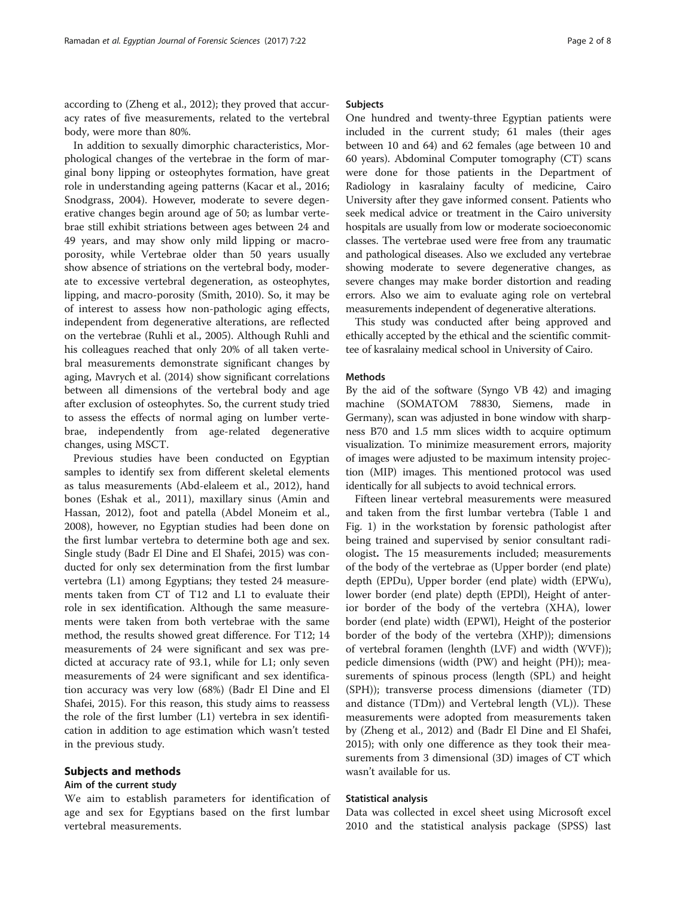according to (Zheng et al., 2012); they proved that accuracy rates of five measurements, related to the vertebral body, were more than 80%.

In addition to sexually dimorphic characteristics, Morphological changes of the vertebrae in the form of marginal bony lipping or osteophytes formation, have great role in understanding ageing patterns (Kacar et al., 2016; Snodgrass, 2004). However, moderate to severe degenerative changes begin around age of 50; as lumbar vertebrae still exhibit striations between ages between 24 and 49 years, and may show only mild lipping or macroporosity, while Vertebrae older than 50 years usually show absence of striations on the vertebral body, moderate to excessive vertebral degeneration, as osteophytes, lipping, and macro-porosity (Smith, 2010). So, it may be of interest to assess how non-pathologic aging effects, independent from degenerative alterations, are reflected on the vertebrae (Ruhli et al., 2005). Although Ruhli and his colleagues reached that only 20% of all taken vertebral measurements demonstrate significant changes by aging, Mavrych et al. (2014) show significant correlations between all dimensions of the vertebral body and age after exclusion of osteophytes. So, the current study tried to assess the effects of normal aging on lumber vertebrae, independently from age-related degenerative changes, using MSCT.

Previous studies have been conducted on Egyptian samples to identify sex from different skeletal elements as talus measurements (Abd-elaleem et al., 2012), hand bones (Eshak et al., 2011), maxillary sinus (Amin and Hassan, 2012), foot and patella (Abdel Moneim et al., 2008), however, no Egyptian studies had been done on the first lumbar vertebra to determine both age and sex. Single study (Badr El Dine and El Shafei, 2015) was conducted for only sex determination from the first lumbar vertebra (L1) among Egyptians; they tested 24 measurements taken from CT of T12 and L1 to evaluate their role in sex identification. Although the same measurements were taken from both vertebrae with the same method, the results showed great difference. For T12; 14 measurements of 24 were significant and sex was predicted at accuracy rate of 93.1, while for L1; only seven measurements of 24 were significant and sex identification accuracy was very low (68%) (Badr El Dine and El Shafei, 2015). For this reason, this study aims to reassess the role of the first lumber (L1) vertebra in sex identification in addition to age estimation which wasn't tested in the previous study.

## Subjects and methods

### Aim of the current study

We aim to establish parameters for identification of age and sex for Egyptians based on the first lumbar vertebral measurements.

### Subjects

One hundred and twenty-three Egyptian patients were included in the current study; 61 males (their ages between 10 and 64) and 62 females (age between 10 and 60 years). Abdominal Computer tomography (CT) scans were done for those patients in the Department of Radiology in kasralainy faculty of medicine, Cairo University after they gave informed consent. Patients who seek medical advice or treatment in the Cairo university hospitals are usually from low or moderate socioeconomic classes. The vertebrae used were free from any traumatic and pathological diseases. Also we excluded any vertebrae showing moderate to severe degenerative changes, as severe changes may make border distortion and reading errors. Also we aim to evaluate aging role on vertebral measurements independent of degenerative alterations.

This study was conducted after being approved and ethically accepted by the ethical and the scientific committee of kasralainy medical school in University of Cairo.

### Methods

By the aid of the software (Syngo VB 42) and imaging machine (SOMATOM 78830, Siemens, made in Germany), scan was adjusted in bone window with sharpness B70 and 1.5 mm slices width to acquire optimum visualization. To minimize measurement errors, majority of images were adjusted to be maximum intensity projection (MIP) images. This mentioned protocol was used identically for all subjects to avoid technical errors.

Fifteen linear vertebral measurements were measured and taken from the first lumbar vertebra (Table 1 and Fig. 1) in the workstation by forensic pathologist after being trained and supervised by senior consultant radiologist**.** The 15 measurements included; measurements of the body of the vertebrae as (Upper border (end plate) depth (EPDu), Upper border (end plate) width (EPWu), lower border (end plate) depth (EPDl), Height of anterior border of the body of the vertebra (XHA), lower border (end plate) width (EPWl), Height of the posterior border of the body of the vertebra (XHP)); dimensions of vertebral foramen (lenghth (LVF) and width (WVF)); pedicle dimensions (width (PW) and height (PH)); measurements of spinous process (length (SPL) and height (SPH)); transverse process dimensions (diameter (TD) and distance (TDm)) and Vertebral length (VL)). These measurements were adopted from measurements taken by (Zheng et al., 2012) and (Badr El Dine and El Shafei, 2015); with only one difference as they took their measurements from 3 dimensional (3D) images of CT which wasn't available for us.

### Statistical analysis

Data was collected in excel sheet using Microsoft excel 2010 and the statistical analysis package (SPSS) last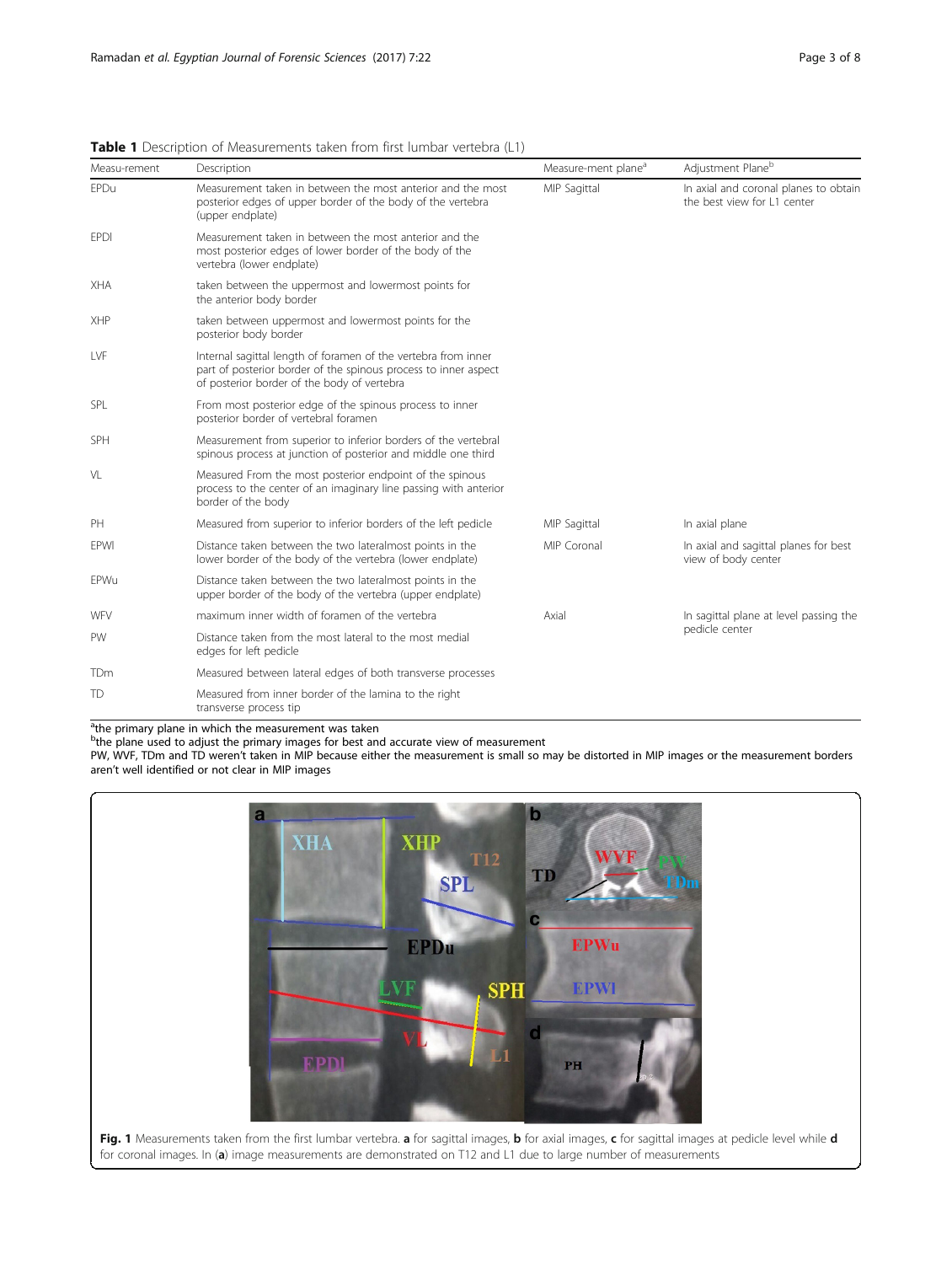**Table 1** Description of Measurements taken from first lumbar vertebra (L1)

| Measu-rement | Description | Measure-ment plane[a] | Adjustment Plane[b] |
|---|---|---|---|
| EPDu | Measurement taken in between the most anterior and the most posterior edges of upper border of the body of the vertebra (upper endplate) | MIP Sagittal | In axial and coronal planes to obtain the best view for L1 center |
| EPDl | Measurement taken in between the most anterior and the most posterior edges of lower border of the body of the vertebra (lower endplate) | | |
| XHA | taken between the uppermost and lowermost points for the anterior body border | | |
| XHP | taken between uppermost and lowermost points for the posterior body border | | |
| LVF | Internal sagittal length of foramen of the vertebra from inner part of posterior border of the spinous process to inner aspect of posterior border of the body of vertebra | | |
| SPL | From most posterior edge of the spinous process to inner posterior border of vertebral foramen | | |
| SPH | Measurement from superior to inferior borders of the vertebral spinous process at junction of posterior and middle one third | | |
| VL | Measured From the most posterior endpoint of the spinous process to the center of an imaginary line passing with anterior border of the body | | |
| PH | Measured from superior to inferior borders of the left pedicle | MIP Sagittal | In axial plane |
| EPWl | Distance taken between the two lateralmost points in the lower border of the body of the vertebra (lower endplate) | MIP Coronal | In axial and sagittal planes for best view of body center |
| EPWu | Distance taken between the two lateralmost points in the upper border of the body of the vertebra (upper endplate) | | |
| WFV | maximum inner width of foramen of the vertebra | Axial | In sagittal plane at level passing the pedicle center |
| PW | Distance taken from the most lateral to the most medial edges for left pedicle | | |
| TDm | Measured between lateral edges of both transverse processes | | |
| TD | Measured from inner border of the lamina to the right transverse process tip | | |

[a]the primary plane in which the measurement was taken
[b]the plane used to adjust the primary images for best and accurate view of measurement
PW, WVF, TDm and TD weren't taken in MIP because either the measurement is small so may be distorted in MIP images or the measurement borders aren't well identified or not clear in MIP images

**Fig. 1** Measurements taken from the first lumbar vertebra. **a** for sagittal images, **b** for axial images, **c** for sagittal images at pedicle level while **d** for coronal images. In (**a**) image measurements are demonstrated on T12 and L1 due to large number of measurements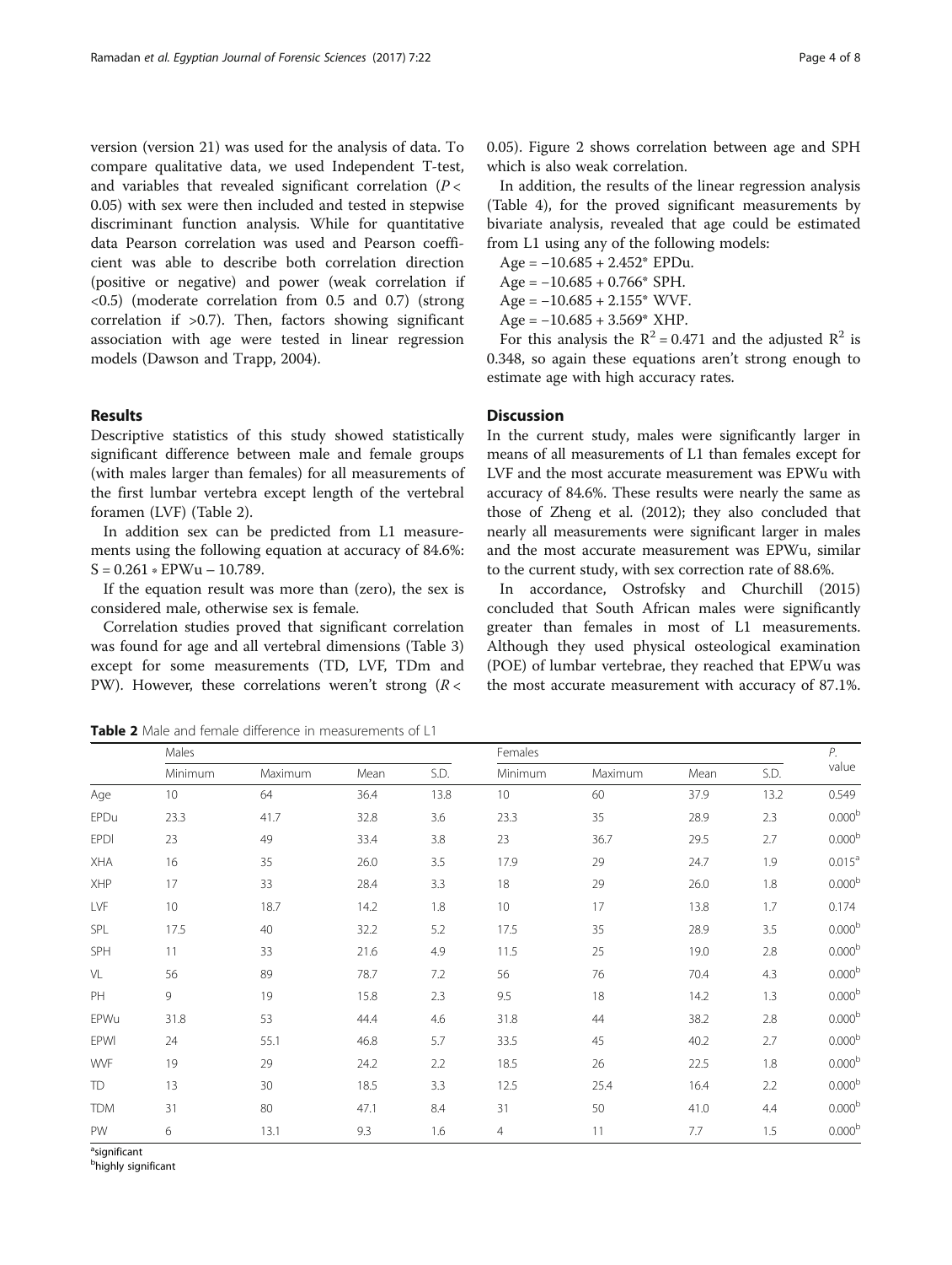version (version 21) was used for the analysis of data. To compare qualitative data, we used Independent T-test, and variables that revealed significant correlation ($P < 0.05$) with sex were then included and tested in stepwise discriminant function analysis. While for quantitative data Pearson correlation was used and Pearson coefficient was able to describe both correlation direction (positive or negative) and power (weak correlation if <0.5) (moderate correlation from 0.5 and 0.7) (strong correlation if >0.7). Then, factors showing significant association with age were tested in linear regression models (Dawson and Trapp, 2004).

## Results

Descriptive statistics of this study showed statistically significant difference between male and female groups (with males larger than females) for all measurements of the first lumbar vertebra except length of the vertebral foramen (LVF) (Table 2).

In addition sex can be predicted from L1 measurements using the following equation at accuracy of 84.6%: $S = 0.261 * EPWu - 10.789$.

If the equation result was more than (zero), the sex is considered male, otherwise sex is female.

Correlation studies proved that significant correlation was found for age and all vertebral dimensions (Table 3) except for some measurements (TD, LVF, TDm and PW). However, these correlations weren't strong ($R < 0.05$). Figure 2 shows correlation between age and SPH which is also weak correlation.

In addition, the results of the linear regression analysis (Table 4), for the proved significant measurements by bivariate analysis, revealed that age could be estimated from L1 using any of the following models:

$Age = -10.685 + 2.452 * EPDu$.

$Age = -10.685 + 0.766 * SPH$.

$Age = -10.685 + 2.155 * WVF$.

$Age = -10.685 + 3.569 * XHP$.

For this analysis the $R^2 = 0.471$ and the adjusted $R^2$ is 0.348, so again these equations aren't strong enough to estimate age with high accuracy rates.

## Discussion

In the current study, males were significantly larger in means of all measurements of L1 than females except for LVF and the most accurate measurement was EPWu with accuracy of 84.6%. These results were nearly the same as those of Zheng et al. (2012); they also concluded that nearly all measurements were significant larger in males and the most accurate measurement was EPWu, similar to the current study, with sex correction rate of 88.6%.

In accordance, Ostrofsky and Churchill (2015) concluded that South African males were significantly greater than females in most of L1 measurements. Although they used physical osteological examination (POE) of lumbar vertebrae, they reached that EPWu was the most accurate measurement with accuracy of 87.1%.

**Table 2** Male and female difference in measurements of L1

| | Males | | | | Females | | | | P. value |
|---|---|---|---|---|---|---|---|---|---|
| | Minimum | Maximum | Mean | S.D. | Minimum | Maximum | Mean | S.D. | |
| Age | 10 | 64 | 36.4 | 13.8 | 10 | 60 | 37.9 | 13.2 | 0.549 |
| EPDu | 23.3 | 41.7 | 32.8 | 3.6 | 23.3 | 35 | 28.9 | 2.3 | 0.000[b] |
| EPDl | 23 | 49 | 33.4 | 3.8 | 23 | 36.7 | 29.5 | 2.7 | 0.000[b] |
| XHA | 16 | 35 | 26.0 | 3.5 | 17.9 | 29 | 24.7 | 1.9 | 0.015[a] |
| XHP | 17 | 33 | 28.4 | 3.3 | 18 | 29 | 26.0 | 1.8 | 0.000[b] |
| LVF | 10 | 18.7 | 14.2 | 1.8 | 10 | 17 | 13.8 | 1.7 | 0.174 |
| SPL | 17.5 | 40 | 32.2 | 5.2 | 17.5 | 35 | 28.9 | 3.5 | 0.000[b] |
| SPH | 11 | 33 | 21.6 | 4.9 | 11.5 | 25 | 19.0 | 2.8 | 0.000[b] |
| VL | 56 | 89 | 78.7 | 7.2 | 56 | 76 | 70.4 | 4.3 | 0.000[b] |
| PH | 9 | 19 | 15.8 | 2.3 | 9.5 | 18 | 14.2 | 1.3 | 0.000[b] |
| EPWu | 31.8 | 53 | 44.4 | 4.6 | 31.8 | 44 | 38.2 | 2.8 | 0.000[b] |
| EPWl | 24 | 55.1 | 46.8 | 5.7 | 33.5 | 45 | 40.2 | 2.7 | 0.000[b] |
| WVF | 19 | 29 | 24.2 | 2.2 | 18.5 | 26 | 22.5 | 1.8 | 0.000[b] |
| TD | 13 | 30 | 18.5 | 3.3 | 12.5 | 25.4 | 16.4 | 2.2 | 0.000[b] |
| TDM | 31 | 80 | 47.1 | 8.4 | 31 | 50 | 41.0 | 4.4 | 0.000[b] |
| PW | 6 | 13.1 | 9.3 | 1.6 | 4 | 11 | 7.7 | 1.5 | 0.000[b] |

[a]significant
[b]highly significant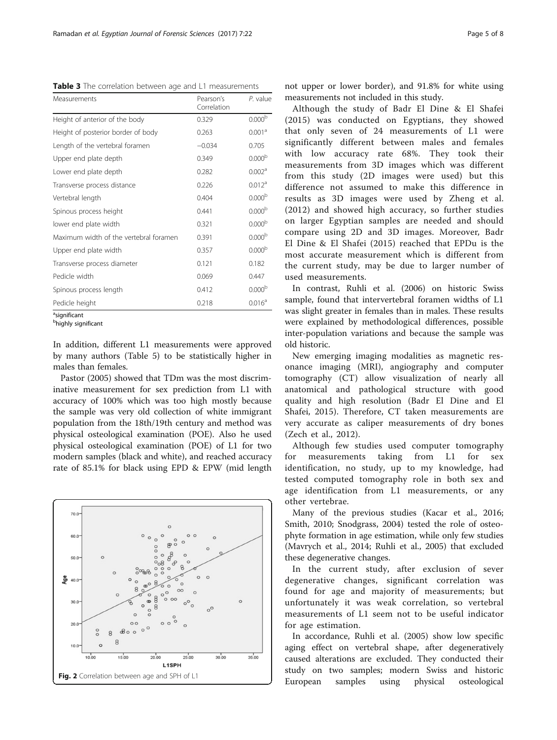**Table 3** The correlation between age and L1 measurements

| Measurements | Pearson's Correlation | *P*. value |
|---|---|---|
| Height of anterior of the body | 0.329 | 0.000[b] |
| Height of posterior border of body | 0.263 | 0.001[a] |
| Length of the vertebral foramen | −0.034 | 0.705 |
| Upper end plate depth | 0.349 | 0.000[b] |
| Lower end plate depth | 0.282 | 0.002[a] |
| Transverse process distance | 0.226 | 0.012[a] |
| Vertebral length | 0.404 | 0.000[b] |
| Spinous process height | 0.441 | 0.000[b] |
| lower end plate width | 0.321 | 0.000[b] |
| Maximum width of the vertebral foramen | 0.391 | 0.000[b] |
| Upper end plate width | 0.357 | 0.000[b] |
| Transverse process diameter | 0.121 | 0.182 |
| Pedicle width | 0.069 | 0.447 |
| Spinous process length | 0.412 | 0.000[b] |
| Pedicle height | 0.218 | 0.016[a] |

[a]significant
[b]highly significant

In addition, different L1 measurements were approved by many authors (Table 5) to be statistically higher in males than females.

Pastor (2005) showed that TDm was the most discriminative measurement for sex prediction from L1 with accuracy of 100% which was too high mostly because the sample was very old collection of white immigrant population from the 18th/19th century and method was physical osteological examination (POE). Also he used physical osteological examination (POE) of L1 for two modern samples (black and white), and reached accuracy rate of 85.1% for black using EPD & EPW (mid length not upper or lower border), and 91.8% for white using measurements not included in this study.

Fig. 2 Correlation between age and SPH of L1

Although the study of Badr El Dine & El Shafei (2015) was conducted on Egyptians, they showed that only seven of 24 measurements of L1 were significantly different between males and females with low accuracy rate 68%. They took their measurements from 3D images which was different from this study (2D images were used) but this difference not assumed to make this difference in results as 3D images were used by Zheng et al. (2012) and showed high accuracy, so further studies on larger Egyptian samples are needed and should compare using 2D and 3D images. Moreover, Badr El Dine & El Shafei (2015) reached that EPDu is the most accurate measurement which is different from the current study, may be due to larger number of used measurements.

In contrast, Ruhli et al. (2006) on historic Swiss sample, found that intervertebral foramen widths of L1 was slight greater in females than in males. These results were explained by methodological differences, possible inter-population variations and because the sample was old historic.

New emerging imaging modalities as magnetic resonance imaging (MRI), angiography and computer tomography (CT) allow visualization of nearly all anatomical and pathological structure with good quality and high resolution (Badr El Dine and El Shafei, 2015). Therefore, CT taken measurements are very accurate as caliper measurements of dry bones (Zech et al., 2012).

Although few studies used computer tomography for measurements taking from L1 for sex identification, no study, up to my knowledge, had tested computed tomography role in both sex and age identification from L1 measurements, or any other vertebrae.

Many of the previous studies (Kacar et al., 2016; Smith, 2010; Snodgrass, 2004) tested the role of osteophyte formation in age estimation, while only few studies (Mavrych et al., 2014; Ruhli et al., 2005) that excluded these degenerative changes.

In the current study, after exclusion of sever degenerative changes, significant correlation was found for age and majority of measurements; but unfortunately it was weak correlation, so vertebral measurements of L1 seem not to be useful indicator for age estimation.

In accordance, Ruhli et al. (2005) show low specific aging effect on vertebral shape, after degeneratively caused alterations are excluded. They conducted their study on two samples; modern Swiss and historic European samples using physical osteological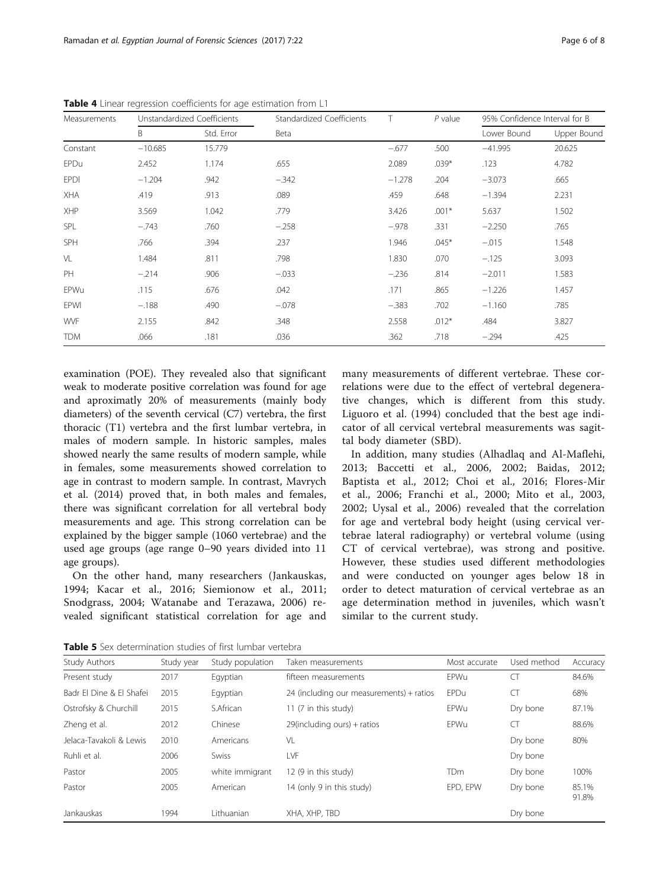**Table 4** Linear regression coefficients for age estimation from L1

| Measurements | Unstandardized Coefficients | | Standardized Coefficients | T | *P* value | 95% Confidence Interval for B | |
|---|---|---|---|---|---|---|---|
| | B | Std. Error | Beta | | | Lower Bound | Upper Bound |
| Constant | −10.685 | 15.779 | | −.677 | .500 | −41.995 | 20.625 |
| EPDu | 2.452 | 1.174 | .655 | 2.089 | .039* | .123 | 4.782 |
| EPDl | −1.204 | .942 | −.342 | −1.278 | .204 | −3.073 | .665 |
| XHA | .419 | .913 | .089 | .459 | .648 | −1.394 | 2.231 |
| XHP | 3.569 | 1.042 | .779 | 3.426 | .001* | 5.637 | 1.502 |
| SPL | −.743 | .760 | −.258 | −.978 | .331 | −2.250 | .765 |
| SPH | .766 | .394 | .237 | 1.946 | .045* | −.015 | 1.548 |
| VL | 1.484 | .811 | .798 | 1.830 | .070 | −.125 | 3.093 |
| PH | −.214 | .906 | −.033 | −.236 | .814 | −2.011 | 1.583 |
| EPWu | .115 | .676 | .042 | .171 | .865 | −1.226 | 1.457 |
| EPWl | −.188 | .490 | −.078 | −.383 | .702 | −1.160 | .785 |
| WVF | 2.155 | .842 | .348 | 2.558 | .012* | .484 | 3.827 |
| TDM | .066 | .181 | .036 | .362 | .718 | −.294 | .425 |

examination (POE). They revealed also that significant weak to moderate positive correlation was found for age and aproximatly 20% of measurements (mainly body diameters) of the seventh cervical (C7) vertebra, the first thoracic (T1) vertebra and the first lumbar vertebra, in males of modern sample. In historic samples, males showed nearly the same results of modern sample, while in females, some measurements showed correlation to age in contrast to modern sample. In contrast, Mavrych et al. (2014) proved that, in both males and females, there was significant correlation for all vertebral body measurements and age. This strong correlation can be explained by the bigger sample (1060 vertebrae) and the used age groups (age range 0–90 years divided into 11 age groups).

On the other hand, many researchers (Jankauskas, 1994; Kacar et al., 2016; Siemionow et al., 2011; Snodgrass, 2004; Watanabe and Terazawa, 2006) revealed significant statistical correlation for age and many measurements of different vertebrae. These correlations were due to the effect of vertebral degenerative changes, which is different from this study. Liguoro et al. (1994) concluded that the best age indicator of all cervical vertebral measurements was sagittal body diameter (SBD).

In addition, many studies (Alhadlaq and Al-Maflehi, 2013; Baccetti et al., 2006, 2002; Baidas, 2012; Baptista et al., 2012; Choi et al., 2016; Flores-Mir et al., 2006; Franchi et al., 2000; Mito et al., 2003, 2002; Uysal et al., 2006) revealed that the correlation for age and vertebral body height (using cervical vertebrae lateral radiography) or vertebral volume (using CT of cervical vertebrae), was strong and positive. However, these studies used different methodologies and were conducted on younger ages below 18 in order to detect maturation of cervical vertebrae as an age determination method in juveniles, which wasn't similar to the current study.

**Table 5** Sex determination studies of first lumbar vertebra

| Study Authors | Study year | Study population | Taken measurements | Most accurate | Used method | Accuracy |
|---|---|---|---|---|---|---|
| Present study | 2017 | Egyptian | fifteen measurements | EPWu | CT | 84.6% |
| Badr El Dine & El Shafei | 2015 | Egyptian | 24 (including our measurements) + ratios | EPDu | CT | 68% |
| Ostrofsky & Churchill | 2015 | S.African | 11 (7 in this study) | EPWu | Dry bone | 87.1% |
| Zheng et al. | 2012 | Chinese | 29(including ours) + ratios | EPWu | CT | 88.6% |
| Jelaca-Tavakoli & Lewis | 2010 | Americans | VL | | Dry bone | 80% |
| Ruhli et al. | 2006 | Swiss | LVF | | Dry bone | |
| Pastor | 2005 | white immigrant | 12 (9 in this study) | TDm | Dry bone | 100% |
| Pastor | 2005 | American | 14 (only 9 in this study) | EPD, EPW | Dry bone | 85.1% 91.8% |
| Jankauskas | 1994 | Lithuanian | XHA, XHP, TBD | | Dry bone | |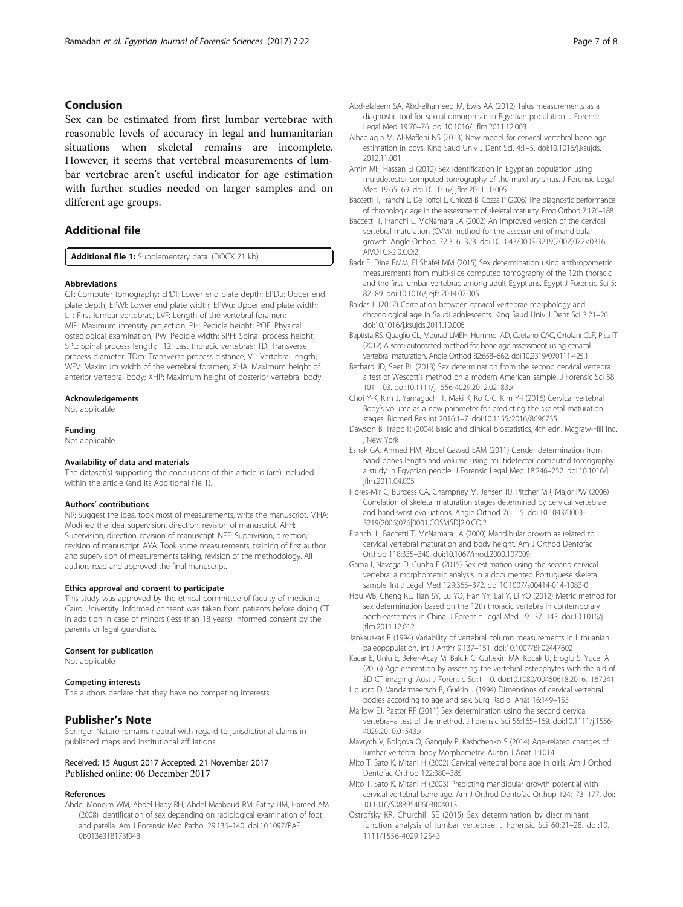## Conclusion

Sex can be estimated from first lumbar vertebrae with reasonable levels of accuracy in legal and humanitarian situations when skeletal remains are incomplete. However, it seems that vertebral measurements of lumbar vertebrae aren't useful indicator for age estimation with further studies needed on larger samples and on different age groups.

## Additional file

**Additional file 1:** Supplementary data. (DOCX 71 kb)

#### Abbreviations

CT: Computer tomography; EPDl: Lower end plate depth; EPDu: Upper end plate depth; EPWl: Lower end plate width; EPWu: Upper end plate width; L1: First lumbar vertebrae; LVF: Length of the vertebral foramen; MIP: Maximum intensity projection; PH: Pedicle height; POE: Physical osteological examination; PW: Pedicle width; SPH: Spinal process height; SPL: Spinal process length; T12: Last thoracic vertebrae; TD: Transverse process diameter; TDm: Transverse process distance; VL: Vertebral length; WFV: Maximum width of the vertebral foramen; XHA: Maximum height of anterior vertebral body; XHP: Maximum height of posterior vertebral body

#### Acknowledgements

Not applicable

#### Funding

Not applicable

#### Availability of data and materials

The dataset(s) supporting the conclusions of this article is (are) included within the article (and its Additional file 1).

#### Authors' contributions

NR: Suggest the idea, took most of measurements, write the manuscript. MHA: Modified the idea, supervision, direction, revision of manuscript. AFH: Supervision, direction, revision of manuscript. NFE: Supervision, direction, revision of manuscript. AYA: Took some measurements, training of first author and supervision of measurements taking, revision of the methodology. All authors read and approved the final manuscript.

#### Ethics approval and consent to participate

This study was approved by the ethical committee of faculty of medicine, Cairo University. Informed consent was taken from patients before doing CT. in addition in case of minors (less than 18 years) informed consent by the parents or legal guardians.

#### Consent for publication

Not applicable

#### Competing interests

The authors declare that they have no competing interests.

## Publisher's Note

Springer Nature remains neutral with regard to jurisdictional claims in published maps and institutional affiliations.

Received: 15 August 2017 Accepted: 21 November 2017
Published online: 06 December 2017

#### References

Abdel Moneim WM, Abdel Hady RH, Abdel Maaboud RM, Fathy HM, Hamed AM (2008) Identification of sex depending on radiological examination of foot and patella. Am J Forensic Med Pathol 29:136–140. doi:10.1097/PAF.0b013e318173f048

Abd-elaleem SA, Abd-elhameed M, Ewis AA (2012) Talus measurements as a diagnostic tool for sexual dimorphism in Egyptian population. J Forensic Legal Med 19:70–76. doi:10.1016/j.jflm.2011.12.003

Alhadlaq a M, Al-Maflehi NS (2013) New model for cervical vertebral bone age estimation in boys. King Saud Univ J Dent Sci. 4:1–5. doi:10.1016/j.ksujds.2012.11.001

Amin MF, Hassan EI (2012) Sex identification in Egyptian population using multidetector computed tomography of the maxillary sinus. J Forensic Legal Med 19:65–69. doi:10.1016/j.jflm.2011.10.005

Baccetti T, Franchi L, De Toffol L, Ghiozzi B, Cozza P (2006) The diagnostic performance of chronologic age in the assessment of skeletal maturity. Prog Orthod 7:176–188

Baccetti T, Franchi L, McNamara JA (2002) An improved version of the cervical vertebral maturation (CVM) method for the assessment of mandibular growth. Angle Orthod. 72:316–323. doi:10.1043/0003-3219(2002)072<0316:AIVOTC>2.0.CO;2

Badr El Dine FMM, El Shafei MM (2015) Sex determination using anthropometric measurements from multi-slice computed tomography of the 12th thoracic and the first lumbar vertebrae among adult Egyptians. Egypt J Forensic Sci 5:82–89. doi:10.1016/j.ejfs.2014.07.005

Baidas L (2012) Correlation between cervical vertebrae morphology and chronological age in Saudi adolescents. King Saud Univ J Dent Sci 3:21–26. doi:10.1016/j.ksujds.2011.10.006

Baptista RS, Quaglio CL, Mourad LMEH, Hummel AD, Caetano CAC, Ortolani CLF, Pisa IT (2012) A semi-automated method for bone age assessment using cervical vertebral maturation. Angle Orthod 82:658–662. doi:10.2319/070111-425.1

Bethard JD, Seet BL (2013) Sex determination from the second cervical vertebra: a test of Wescott's method on a modern American sample. J Forensic Sci 58:101–103. doi:10.1111/j.1556-4029.2012.02183.x

Choi Y-K, Kim J, Yamaguchi T, Maki K, Ko C-C, Kim Y-I (2016) Cervical vertebral Body's volume as a new parameter for predicting the skeletal maturation stages. Biomed Res Int 2016:1–7. doi:10.1155/2016/8696735

Dawson B, Trapp R (2004) Basic and clinical biostatistics, 4th edn. Mcgraw-Hill Inc., New York

Eshak GA, Ahmed HM, Abdel Gawad EAM (2011) Gender determination from hand bones length and volume using multidetector computed tomography: a study in Egyptian people. J Forensic Legal Med 18:246–252. doi:10.1016/j.jflm.2011.04.005

Flores-Mir C, Burgess CA, Champney M, Jensen RJ, Pitcher MR, Major PW (2006) Correlation of skeletal maturation stages determined by cervical vertebrae and hand-wrist evaluations. Angle Orthod 76:1–5. doi:10.1043/0003-3219(2006)076[0001,COSMSD]2.0.CO;2

Franchi L, Baccetti T, McNamara JA (2000) Mandibular growth as related to cervical vertebral maturation and body height. Am J Orthod Dentofac Orthop 118:335–340. doi:10.1067/mod.2000.107009

Gama I, Navega D, Cunha E (2015) Sex estimation using the second cervical vertebra: a morphometric analysis in a documented Portuguese skeletal sample. Int J Legal Med 129:365–372. doi:10.1007/s00414-014-1083-0

Hou WB, Cheng KL, Tian SY, Lu YQ, Han YY, Lai Y, Li YQ (2012) Metric method for sex determination based on the 12th thoracic vertebra in contemporary north-easterners in China. J Forensic Legal Med 19:137–143. doi:10.1016/j.jflm.2011.12.012

Jankauskas R (1994) Variability of vertebral column measurements in Lithuanian paleopopulation. Int J Anthr 9:137–151. doi:10.1007/BF02447602

Kacar E, Unlu E, Beker-Acay M, Balcik C, Gultekin MA, Kocak U, Eroglu S, Yucel A (2016) Age estimation by assessing the vertebral osteophytes with the aid of 3D CT imaging. Aust J Forensic Sci:1–10. doi:10.1080/00450618.2016.1167241

Liguoro D, Vandermeersch B, Guérin J (1994) Dimensions of cervical vertebral bodies according to age and sex. Surg Radiol Anat 16:149–155

Marlow EJ, Pastor RF (2011) Sex determination using the second cervical vertebra–a test of the method. J Forensic Sci 56:165–169. doi:10.1111/j.1556-4029.2010.01543.x

Mavrych V, Bolgova O, Ganguly P, Kashchenko S (2014) Age-related changes of lumbar vertebral body Morphometry. Austin J Anat 1:1014

Mito T, Sato K, Mitani H (2002) Cervical vertebral bone age in girls. Am J Orthod Dentofac Orthop 122:380–385

Mito T, Sato K, Mitani H (2003) Predicting mandibular growth potential with cervical vertebral bone age. Am J Orthod Dentofac Orthop 124:173–177. doi:10.1016/S0889540603004013

Ostrofsky KR, Churchill SE (2015) Sex determination by discriminant function analysis of lumbar vertebrae. J Forensic Sci 60:21–28. doi:10.1111/1556-4029.12543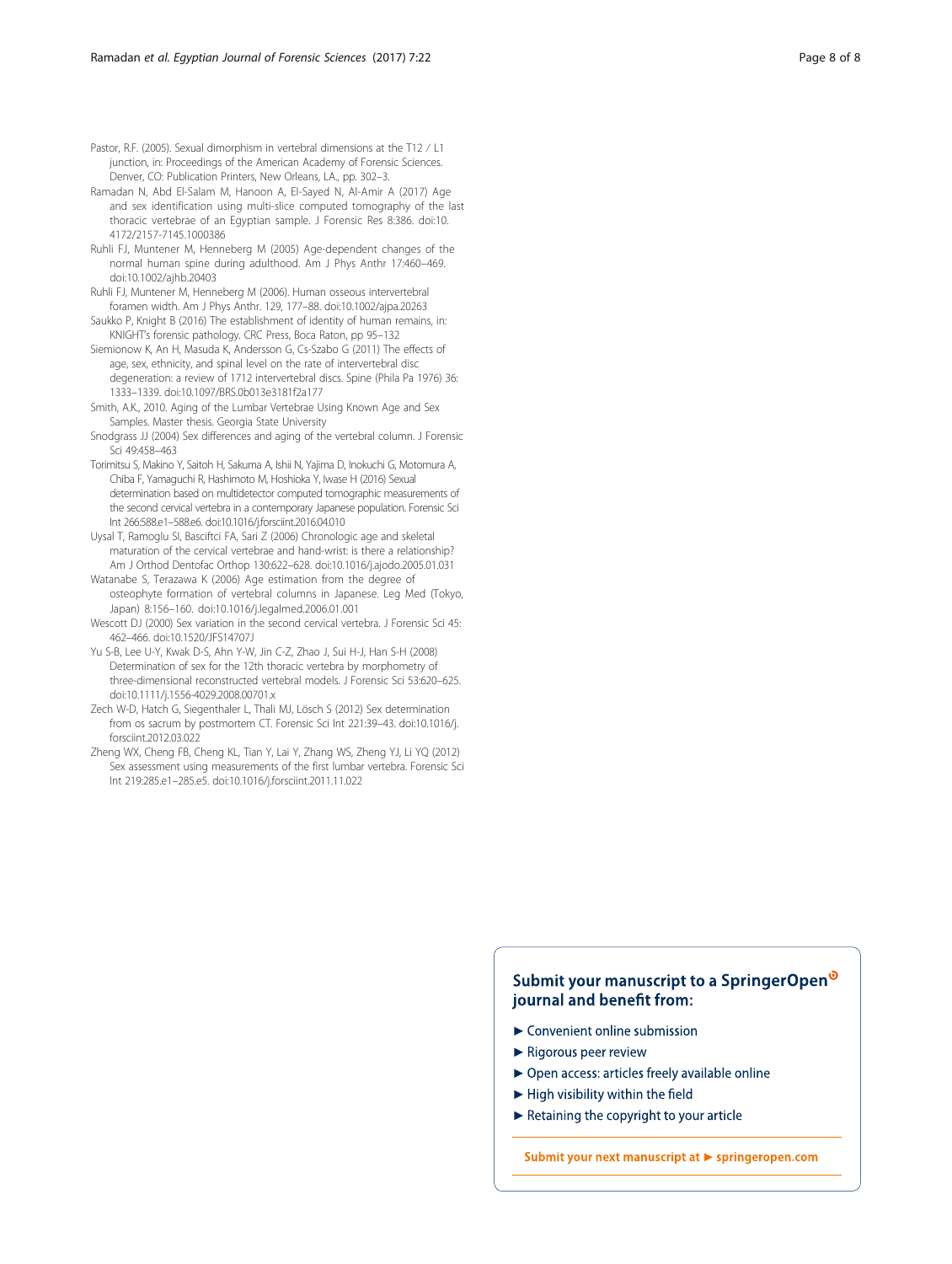Pastor, R.F. (2005). Sexual dimorphism in vertebral dimensions at the T12 / L1 junction, in: Proceedings of the American Academy of Forensic Sciences. Denver, CO: Publication Printers, New Orleans, LA., pp. 302–3.

Ramadan N, Abd El-Salam M, Hanoon A, El-Sayed N, Al-Amir A (2017) Age and sex identification using multi-slice computed tomography of the last thoracic vertebrae of an Egyptian sample. J Forensic Res 8:386. doi:10.4172/2157-7145.1000386

Ruhli FJ, Muntener M, Henneberg M (2005) Age-dependent changes of the normal human spine during adulthood. Am J Phys Anthr 17:460–469. doi:10.1002/ajhb.20403

Ruhli FJ, Muntener M, Henneberg M (2006). Human osseous intervertebral foramen width. Am J Phys Anthr. 129, 177–88. doi:10.1002/ajpa.20263

Saukko P, Knight B (2016) The establishment of identity of human remains, in: KNIGHT's forensic pathology. CRC Press, Boca Raton, pp 95–132

Siemionow K, An H, Masuda K, Andersson G, Cs-Szabo G (2011) The effects of age, sex, ethnicity, and spinal level on the rate of intervertebral disc degeneration: a review of 1712 intervertebral discs. Spine (Phila Pa 1976) 36: 1333–1339. doi:10.1097/BRS.0b013e3181f2a177

Smith, A.K., 2010. Aging of the Lumbar Vertebrae Using Known Age and Sex Samples. Master thesis. Georgia State University

Snodgrass JJ (2004) Sex differences and aging of the vertebral column. J Forensic Sci 49:458–463

Torimitsu S, Makino Y, Saitoh H, Sakuma A, Ishii N, Yajima D, Inokuchi G, Motomura A, Chiba F, Yamaguchi R, Hashimoto M, Hoshioka Y, Iwase H (2016) Sexual determination based on multidetector computed tomographic measurements of the second cervical vertebra in a contemporary Japanese population. Forensic Sci Int 266:588.e1–588.e6. doi:10.1016/j.forsciint.2016.04.010

Uysal T, Ramoglu SI, Basciftci FA, Sari Z (2006) Chronologic age and skeletal maturation of the cervical vertebrae and hand-wrist: is there a relationship? Am J Orthod Dentofac Orthop 130:622–628. doi:10.1016/j.ajodo.2005.01.031

Watanabe S, Terazawa K (2006) Age estimation from the degree of osteophyte formation of vertebral columns in Japanese. Leg Med (Tokyo, Japan) 8:156–160. doi:10.1016/j.legalmed.2006.01.001

Wescott DJ (2000) Sex variation in the second cervical vertebra. J Forensic Sci 45: 462–466. doi:10.1520/JFS14707J

Yu S-B, Lee U-Y, Kwak D-S, Ahn Y-W, Jin C-Z, Zhao J, Sui H-J, Han S-H (2008) Determination of sex for the 12th thoracic vertebra by morphometry of three-dimensional reconstructed vertebral models. J Forensic Sci 53:620–625. doi:10.1111/j.1556-4029.2008.00701.x

Zech W-D, Hatch G, Siegenthaler L, Thali MJ, Lösch S (2012) Sex determination from os sacrum by postmortem CT. Forensic Sci Int 221:39–43. doi:10.1016/j.forsciint.2012.03.022

Zheng WX, Cheng FB, Cheng KL, Tian Y, Lai Y, Zhang WS, Zheng YJ, Li YQ (2012) Sex assessment using measurements of the first lumbar vertebra. Forensic Sci Int 219:285.e1–285.e5. doi:10.1016/j.forsciint.2011.11.022

**Submit your manuscript to a SpringerOpen journal and benefit from:**

- ► Convenient online submission
- ► Rigorous peer review
- ► Open access: articles freely available online
- ► High visibility within the field
- ► Retaining the copyright to your article

**Submit your next manuscript at ► springeropen.com**